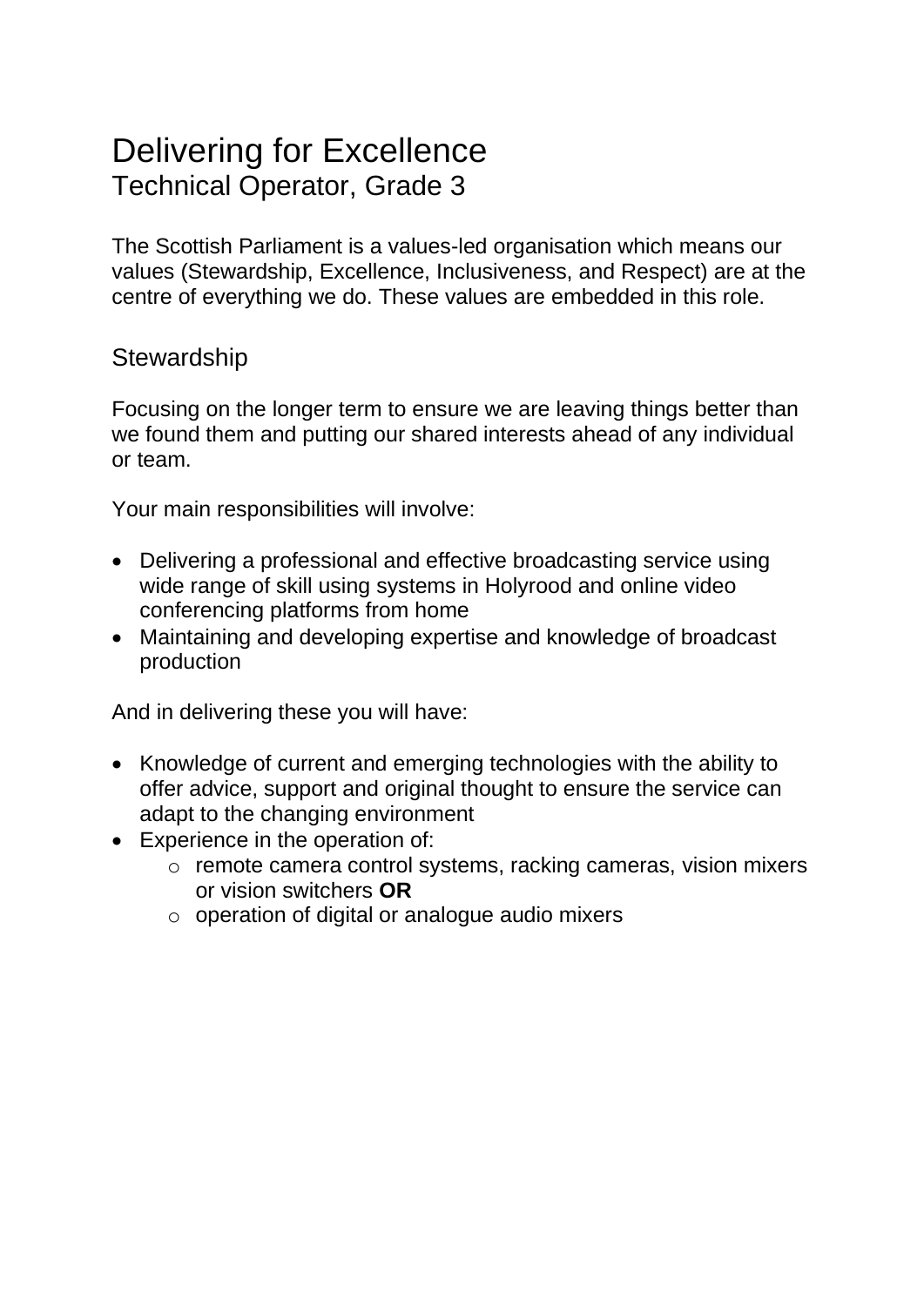# Delivering for Excellence
## Technical Operator, Grade 3

The Scottish Parliament is a values-led organisation which means our values (Stewardship, Excellence, Inclusiveness, and Respect) are at the centre of everything we do. These values are embedded in this role.

## Stewardship

Focusing on the longer term to ensure we are leaving things better than we found them and putting our shared interests ahead of any individual or team.

Your main responsibilities will involve:

- Delivering a professional and effective broadcasting service using wide range of skill using systems in Holyrood and online video conferencing platforms from home
- Maintaining and developing expertise and knowledge of broadcast production

And in delivering these you will have:

- Knowledge of current and emerging technologies with the ability to offer advice, support and original thought to ensure the service can adapt to the changing environment
- Experience in the operation of:
    - remote camera control systems, racking cameras, vision mixers or vision switchers **OR**
    - operation of digital or analogue audio mixers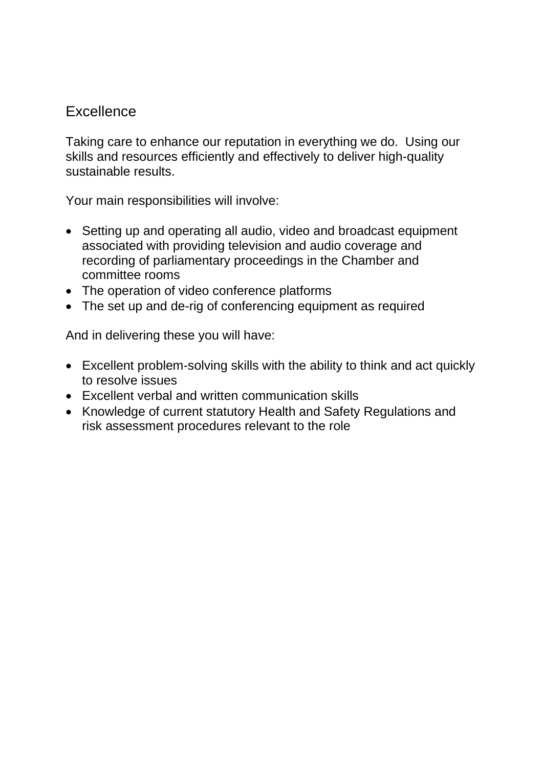## Excellence

Taking care to enhance our reputation in everything we do. Using our skills and resources efficiently and effectively to deliver high-quality sustainable results.

Your main responsibilities will involve:

- Setting up and operating all audio, video and broadcast equipment associated with providing television and audio coverage and recording of parliamentary proceedings in the Chamber and committee rooms
- The operation of video conference platforms
- The set up and de-rig of conferencing equipment as required

And in delivering these you will have:

- Excellent problem-solving skills with the ability to think and act quickly to resolve issues
- Excellent verbal and written communication skills
- Knowledge of current statutory Health and Safety Regulations and risk assessment procedures relevant to the role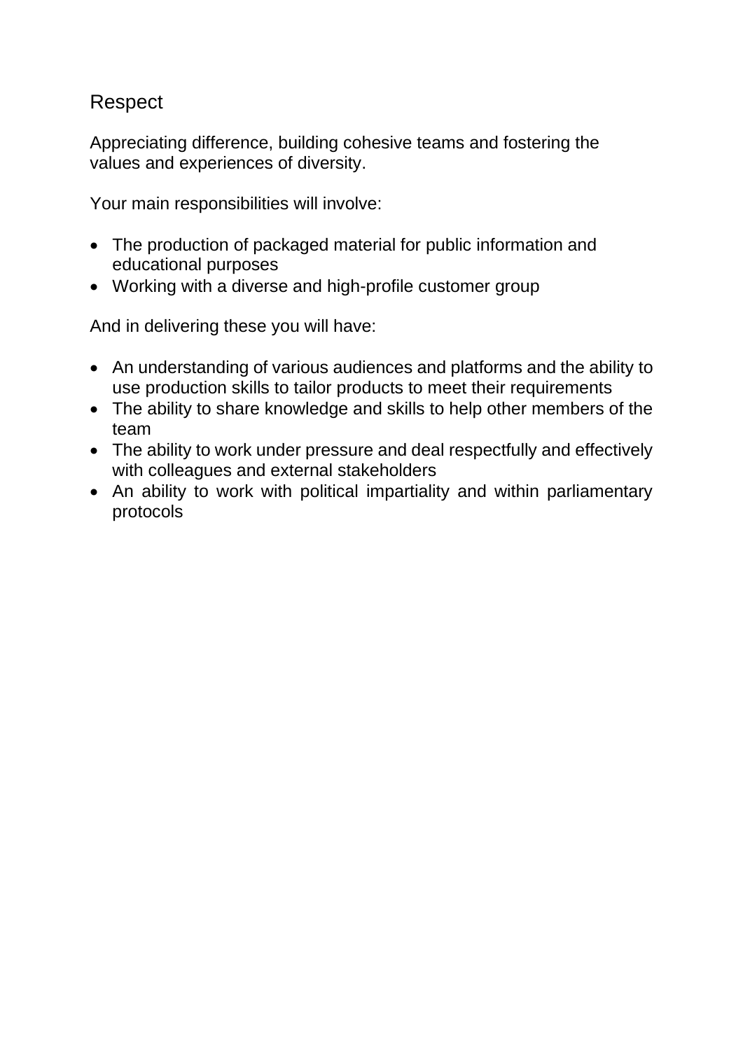## Respect

Appreciating difference, building cohesive teams and fostering the values and experiences of diversity.

Your main responsibilities will involve:

- The production of packaged material for public information and educational purposes
- Working with a diverse and high-profile customer group

And in delivering these you will have:

- An understanding of various audiences and platforms and the ability to use production skills to tailor products to meet their requirements
- The ability to share knowledge and skills to help other members of the team
- The ability to work under pressure and deal respectfully and effectively with colleagues and external stakeholders
- An ability to work with political impartiality and within parliamentary protocols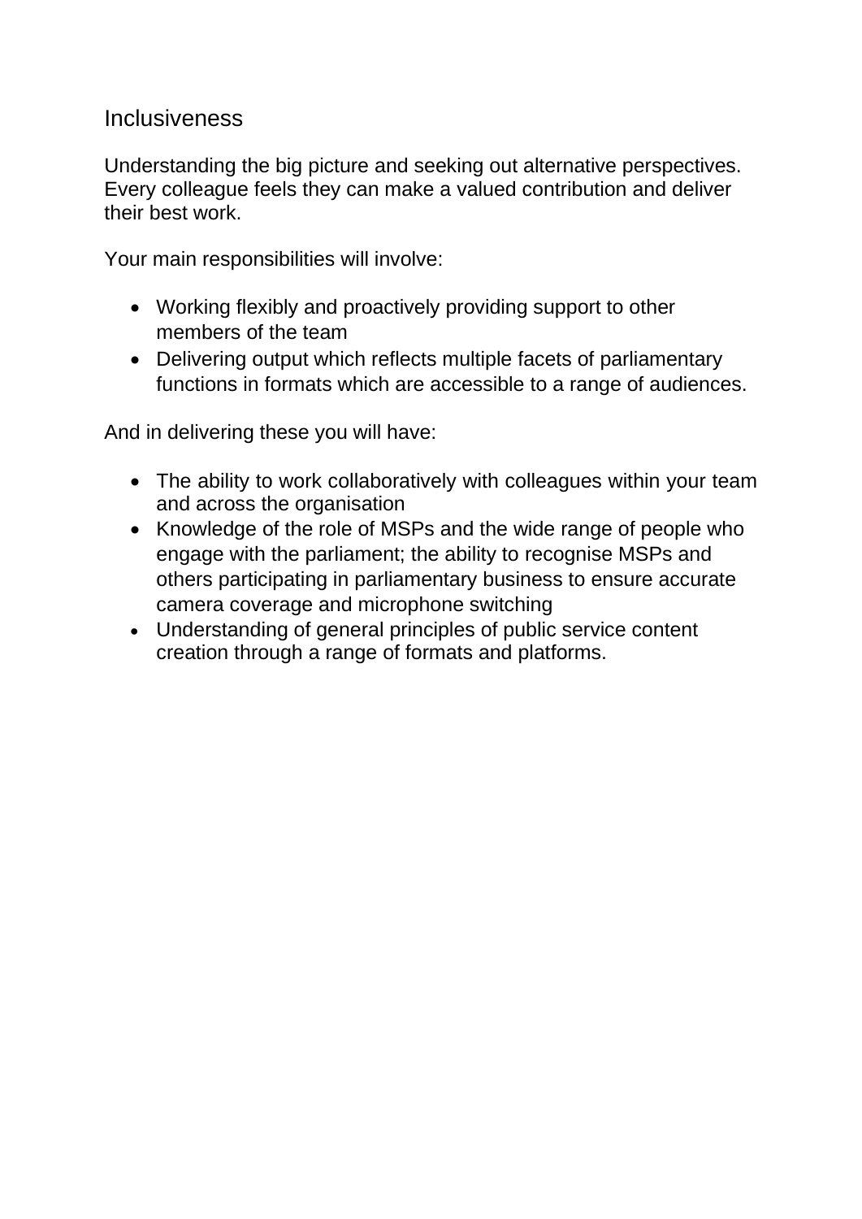## Inclusiveness

Understanding the big picture and seeking out alternative perspectives. Every colleague feels they can make a valued contribution and deliver their best work.

Your main responsibilities will involve:

- Working flexibly and proactively providing support to other members of the team
- Delivering output which reflects multiple facets of parliamentary functions in formats which are accessible to a range of audiences.

And in delivering these you will have:

- The ability to work collaboratively with colleagues within your team and across the organisation
- Knowledge of the role of MSPs and the wide range of people who engage with the parliament; the ability to recognise MSPs and others participating in parliamentary business to ensure accurate camera coverage and microphone switching
- Understanding of general principles of public service content creation through a range of formats and platforms.